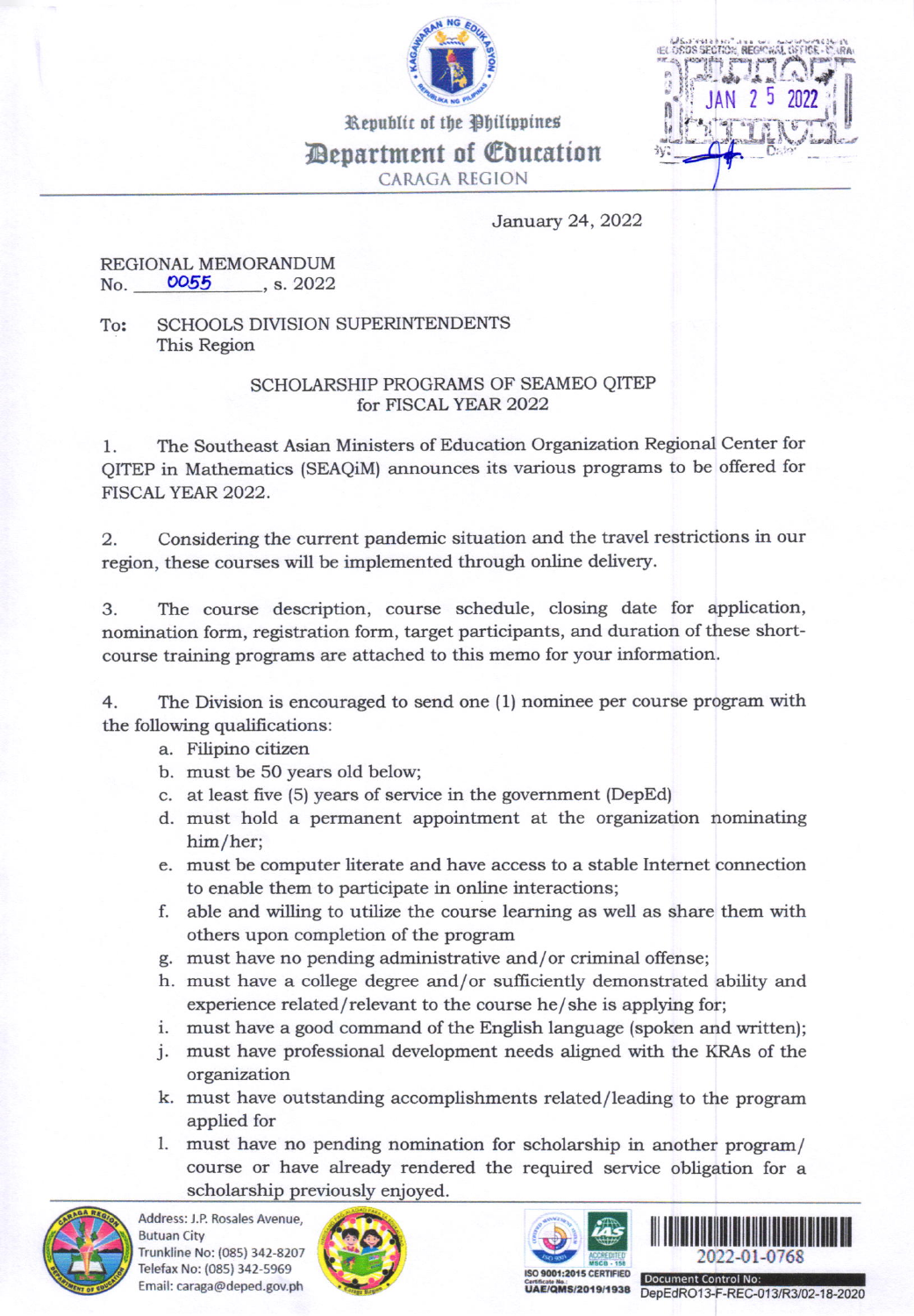Republic of the Philippines
# Department of Education
CARAGA REGION

RECORDS SECTION, REGIONAL OFFICE - CARAGA
RELEASED
JAN 25 2022
By: Date:

January 24, 2022

REGIONAL MEMORANDUM
No. 0055, s. 2022

To: SCHOOLS DIVISION SUPERINTENDENTS
This Region

## SCHOLARSHIP PROGRAMS OF SEAMEO QITEP for FISCAL YEAR 2022

1. The Southeast Asian Ministers of Education Organization Regional Center for QITEP in Mathematics (SEAQiM) announces its various programs to be offered for FISCAL YEAR 2022.

2. Considering the current pandemic situation and the travel restrictions in our region, these courses will be implemented through online delivery.

3. The course description, course schedule, closing date for application, nomination form, registration form, target participants, and duration of these short-course training programs are attached to this memo for your information.

4. The Division is encouraged to send one (1) nominee per course program with the following qualifications:
   a. Filipino citizen
   b. must be 50 years old below;
   c. at least five (5) years of service in the government (DepEd)
   d. must hold a permanent appointment at the organization nominating him/her;
   e. must be computer literate and have access to a stable Internet connection to enable them to participate in online interactions;
   f. able and willing to utilize the course learning as well as share them with others upon completion of the program
   g. must have no pending administrative and/or criminal offense;
   h. must have a college degree and/or sufficiently demonstrated ability and experience related/relevant to the course he/she is applying for;
   i. must have a good command of the English language (spoken and written);
   j. must have professional development needs aligned with the KRAs of the organization
   k. must have outstanding accomplishments related/leading to the program applied for
   l. must have no pending nomination for scholarship in another program/ course or have already rendered the required service obligation for a scholarship previously enjoyed.

Address: J.P. Rosales Avenue, Butuan City
Trunkline No: (085) 342-8207
Telefax No: (085) 342-5969
Email: caraga@deped.gov.ph

ISO 9001:2015 CERTIFIED
Certificate No.: UAE/QMS/2019/1938

2022-01-0768
Document Control No: DepEdRO13-F-REC-013/R3/02-18-2020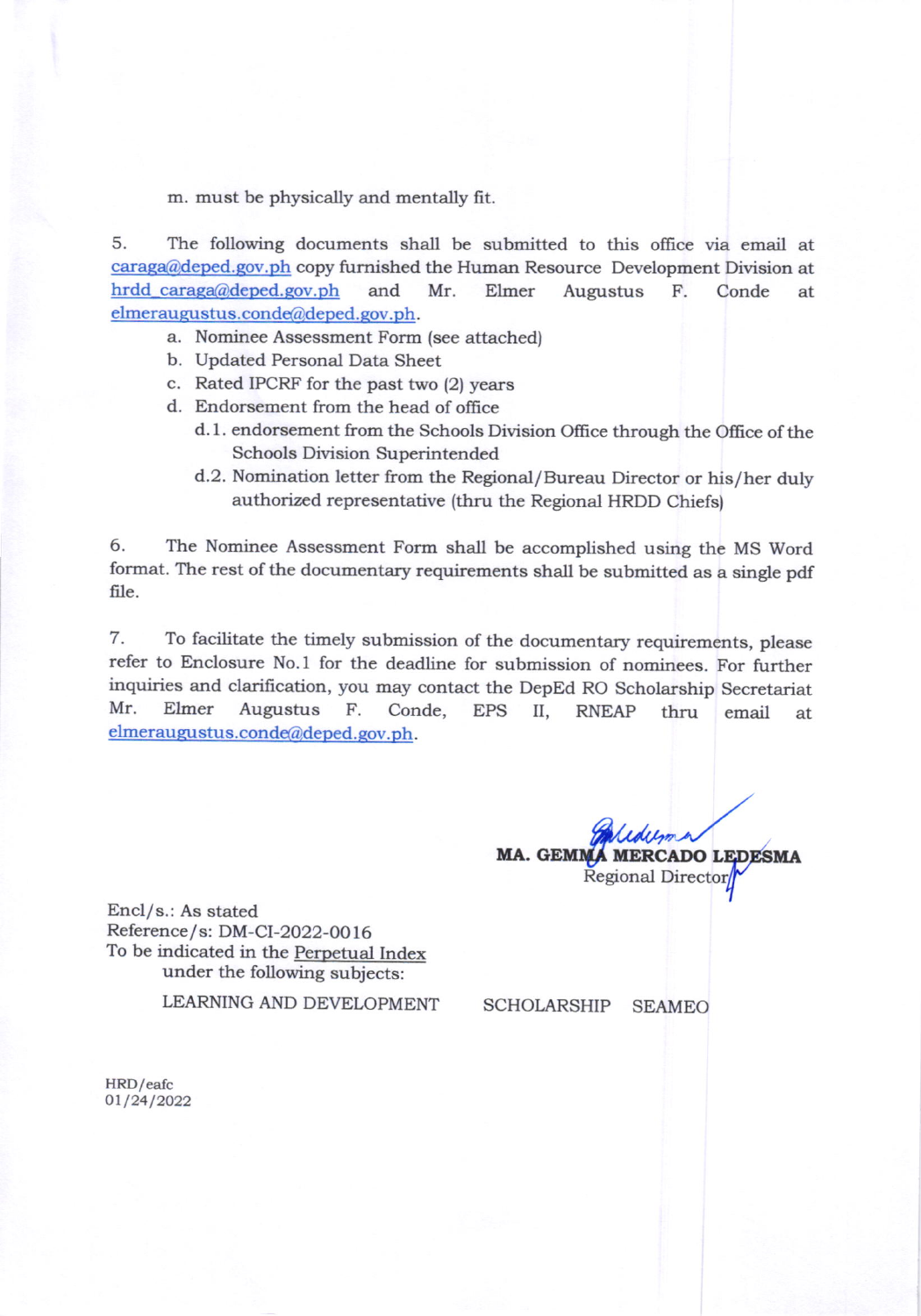m. must be physically and mentally fit.

5. The following documents shall be submitted to this office via email at caraga@deped.gov.ph copy furnished the Human Resource Development Division at hrdd_caraga@deped.gov.ph and Mr. Elmer Augustus F. Conde at elmeraugustus.conde@deped.gov.ph.

   a. Nominee Assessment Form (see attached)
   b. Updated Personal Data Sheet
   c. Rated IPCRF for the past two (2) years
   d. Endorsement from the head of office
      d.1. endorsement from the Schools Division Office through the Office of the Schools Division Superintended
      d.2. Nomination letter from the Regional/Bureau Director or his/her duly authorized representative (thru the Regional HRDD Chiefs)

6. The Nominee Assessment Form shall be accomplished using the MS Word format. The rest of the documentary requirements shall be submitted as a single pdf file.

7. To facilitate the timely submission of the documentary requirements, please refer to Enclosure No.1 for the deadline for submission of nominees. For further inquiries and clarification, you may contact the DepEd RO Scholarship Secretariat Mr. Elmer Augustus F. Conde, EPS II, RNEAP thru email at elmeraugustus.conde@deped.gov.ph.

**MA. GEMMA MERCADO LEDESMA**
Regional Director

Encl/s.: As stated
Reference/s: DM-CI-2022-0016
To be indicated in the Perpetual Index under the following subjects:

LEARNING AND DEVELOPMENT SCHOLARSHIP SEAMEO

HRD/eafc
01/24/2022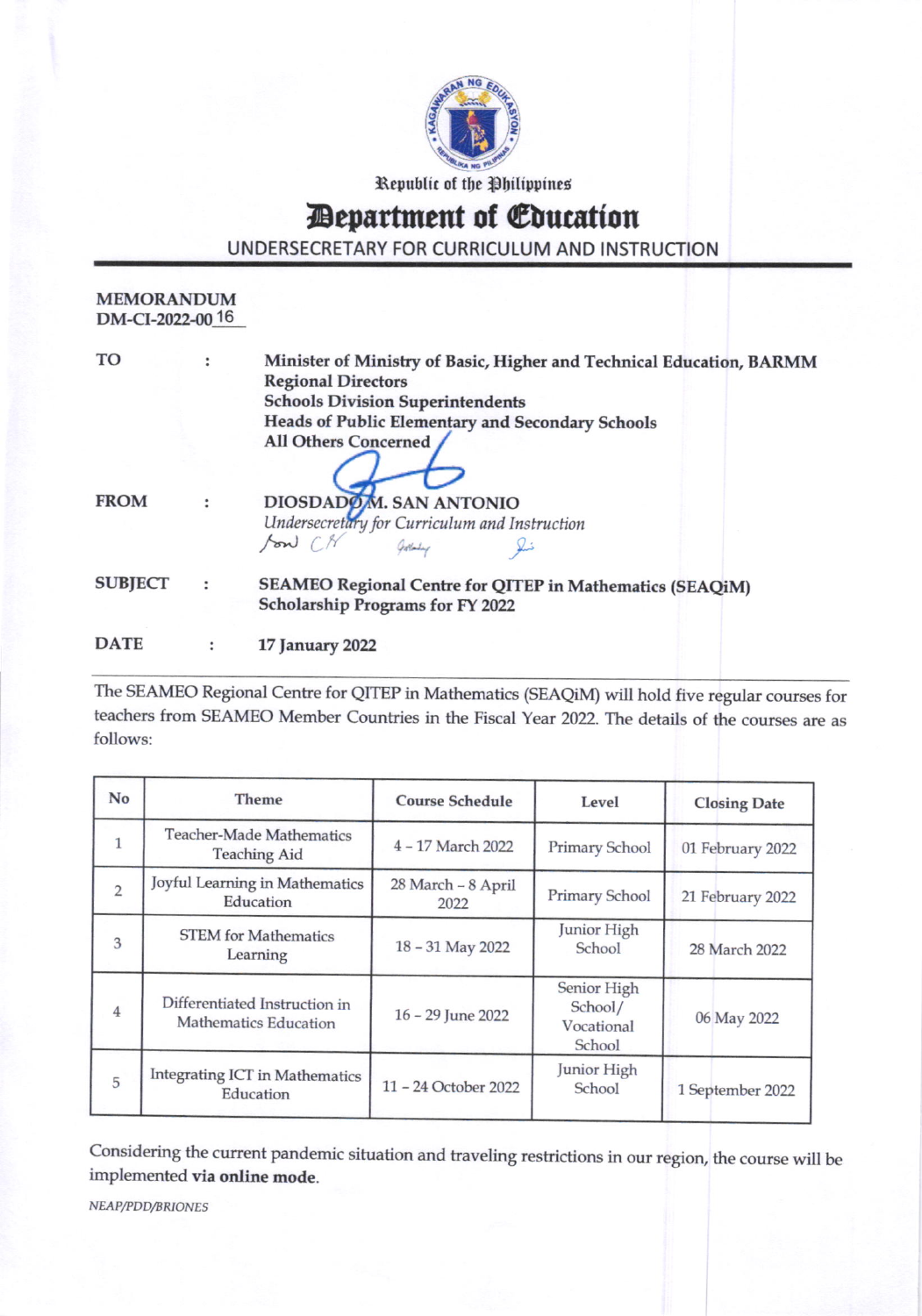Republic of the Philippines

# Department of Education

UNDERSECRETARY FOR CURRICULUM AND INSTRUCTION

**MEMORANDUM**
**DM-CI-2022-0016**

| | | |
|---|---|---|
| **TO** | : | **Minister of Ministry of Basic, Higher and Technical Education, BARMM**<br>**Regional Directors**<br>**Schools Division Superintendents**<br>**Heads of Public Elementary and Secondary Schools**<br>**All Others Concerned** |
| **FROM** | : | **DIOSDADO M. SAN ANTONIO**<br>*Undersecretary for Curriculum and Instruction* |
| **SUBJECT** | : | **SEAMEO Regional Centre for QITEP in Mathematics (SEAQiM) Scholarship Programs for FY 2022** |
| **DATE** | : | **17 January 2022** |

The SEAMEO Regional Centre for QITEP in Mathematics (SEAQiM) will hold five regular courses for teachers from SEAMEO Member Countries in the Fiscal Year 2022. The details of the courses are as follows:

| No | Theme | Course Schedule | Level | Closing Date |
|---|---|---|---|---|
| 1 | Teacher-Made Mathematics Teaching Aid | 4 – 17 March 2022 | Primary School | 01 February 2022 |
| 2 | Joyful Learning in Mathematics Education | 28 March – 8 April 2022 | Primary School | 21 February 2022 |
| 3 | STEM for Mathematics Learning | 18 – 31 May 2022 | Junior High School | 28 March 2022 |
| 4 | Differentiated Instruction in Mathematics Education | 16 – 29 June 2022 | Senior High School/ Vocational School | 06 May 2022 |
| 5 | Integrating ICT in Mathematics Education | 11 – 24 October 2022 | Junior High School | 1 September 2022 |

Considering the current pandemic situation and traveling restrictions in our region, the course will be implemented **via online mode**.

*NEAP/PDD/BRIONES*